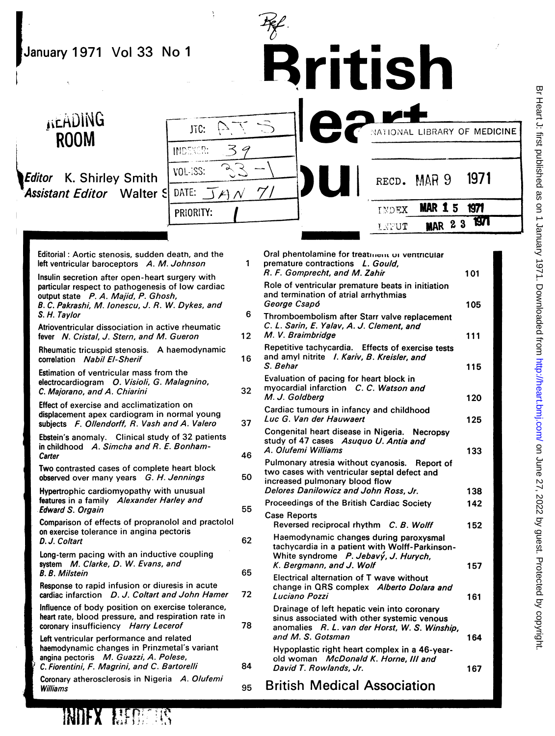January 1971 Vol 33 No 1

# British Heart Journal

READING ROOM

*Editor* K. Shirley Smith
*Assistant Editor* Walter S

JTC: ATS
INDEXER: 39
VOL-ISS: 33-1
DATE: JAN 71
PRIORITY: 1

NATIONAL LIBRARY OF MEDICINE
RECD. MAR 9 1971
INDEX MAR 15 1971
INPUT MAR 23 1971

| | |
|---|---|
| Editorial: Aortic stenosis, sudden death, and the left ventricular baroceptors *A. M. Johnson* | 1 |
| Insulin secretion after open-heart surgery with particular respect to pathogenesis of low cardiac output state *P. A. Majid, P. Ghosh, B. C. Pakrashi, M. Ionescu, J. R. W. Dykes, and S. H. Taylor* | 6 |
| Atrioventricular dissociation in active rheumatic fever *N. Cristal, J. Stern, and M. Gueron* | 12 |
| Rheumatic tricuspid stenosis. A haemodynamic correlation *Nabil El-Sherif* | 16 |
| Estimation of ventricular mass from the electrocardiogram *O. Visioli, G. Malagnino, C. Majorano, and A. Chiarini* | 32 |
| Effect of exercise and acclimatization on displacement apex cardiogram in normal young subjects *F. Ollendorff, R. Vash and A. Valero* | 37 |
| Ebstein's anomaly. Clinical study of 32 patients in childhood *A. Simcha and R. E. Bonham-Carter* | 46 |
| Two contrasted cases of complete heart block observed over many years *G. H. Jennings* | 50 |
| Hypertrophic cardiomyopathy with unusual features in a family *Alexander Harley and Edward S. Orgain* | 55 |
| Comparison of effects of propranolol and practolol on exercise tolerance in angina pectoris *D. J. Coltart* | 62 |
| Long-term pacing with an inductive coupling system *M. Clarke, D. W. Evans, and B. B. Milstein* | 65 |
| Response to rapid infusion or diuresis in acute cardiac infarction *D. J. Coltart and John Hamer* | 72 |
| Influence of body position on exercise tolerance, heart rate, blood pressure, and respiration rate in coronary insufficiency *Harry Lecerof* | 78 |
| Left ventricular performance and related haemodynamic changes in Prinzmetal's variant angina pectoris *M. Guazzi, A. Polese, C. Fiorentini, F. Magrini, and C. Bartorelli* | 84 |
| Coronary atherosclerosis in Nigeria *A. Olufemi Williams* | 95 |
| Oral phentolamine for treatment of ventricular premature contractions *L. Gould, R. F. Gomprecht, and M. Zahir* | 101 |
| Role of ventricular premature beats in initiation and termination of atrial arrhythmias *George Csapó* | 105 |
| Thromboembolism after Starr valve replacement *C. L. Sarin, E. Yalav, A. J. Clement, and M. V. Braimbridge* | 111 |
| Repetitive tachycardia. Effects of exercise tests and amyl nitrite *I. Kariv, B. Kreisler, and S. Behar* | 115 |
| Evaluation of pacing for heart block in myocardial infarction *C. C. Watson and M. J. Goldberg* | 120 |
| Cardiac tumours in infancy and childhood *Luc G. Van der Hauwaert* | 125 |
| Congenital heart disease in Nigeria. Necropsy study of 47 cases *Asuquo U. Antia and A. Olufemi Williams* | 133 |
| Pulmonary atresia without cyanosis. Report of two cases with ventricular septal defect and increased pulmonary blood flow *Delores Danilowicz and John Ross, Jr.* | 138 |
| Proceedings of the British Cardiac Society | 142 |
| **Case Reports** | |
| Reversed reciprocal rhythm *C. B. Wolff* | 152 |
| Haemodynamic changes during paroxysmal tachycardia in a patient with Wolff-Parkinson-White syndrome *P. Jebavý, J. Hurych, K. Bergmann, and J. Wolf* | 157 |
| Electrical alternation of T wave without change in QRS complex *Alberto Dolara and Luciano Pozzi* | 161 |
| Drainage of left hepatic vein into coronary sinus associated with other systemic venous anomalies *R. L. van der Horst, W. S. Winship, and M. S. Gotsman* | 164 |
| Hypoplastic right heart complex in a 46-year-old woman *McDonald K. Horne, III and David T. Rowlands, Jr.* | 167 |

British Medical Association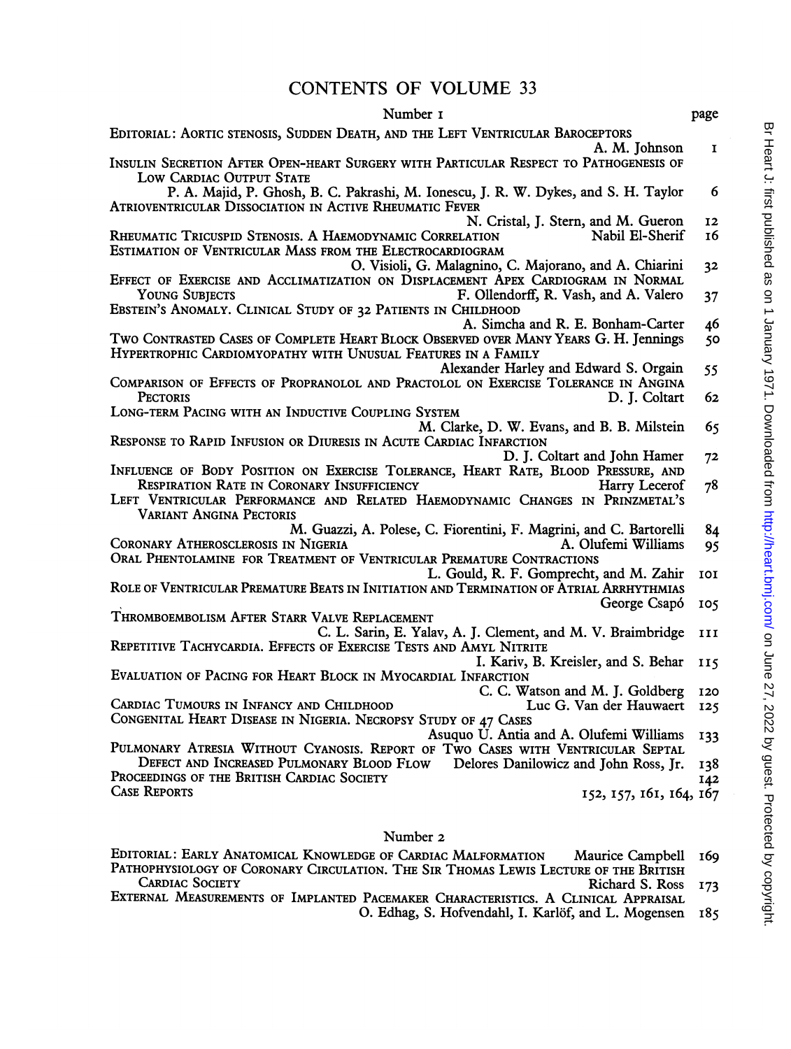# CONTENTS OF VOLUME 33

## Number 1

| | page |
|---|---|
| EDITORIAL: AORTIC STENOSIS, SUDDEN DEATH, AND THE LEFT VENTRICULAR BAROCEPTORS — A. M. Johnson | 1 |
| INSULIN SECRETION AFTER OPEN-HEART SURGERY WITH PARTICULAR RESPECT TO PATHOGENESIS OF LOW CARDIAC OUTPUT STATE — P. A. Majid, P. Ghosh, B. C. Pakrashi, M. Ionescu, J. R. W. Dykes, and S. H. Taylor | 6 |
| ATRIOVENTRICULAR DISSOCIATION IN ACTIVE RHEUMATIC FEVER — N. Cristal, J. Stern, and M. Gueron | 12 |
| RHEUMATIC TRICUSPID STENOSIS. A HAEMODYNAMIC CORRELATION — Nabil El-Sherif | 16 |
| ESTIMATION OF VENTRICULAR MASS FROM THE ELECTROCARDIOGRAM — O. Visioli, G. Malagnino, C. Majorano, and A. Chiarini | 32 |
| EFFECT OF EXERCISE AND ACCLIMATIZATION ON DISPLACEMENT APEX CARDIOGRAM IN NORMAL YOUNG SUBJECTS — F. Ollendorff, R. Vash, and A. Valero | 37 |
| EBSTEIN'S ANOMALY. CLINICAL STUDY OF 32 PATIENTS IN CHILDHOOD — A. Simcha and R. E. Bonham-Carter | 46 |
| TWO CONTRASTED CASES OF COMPLETE HEART BLOCK OBSERVED OVER MANY YEARS — G. H. Jennings | 50 |
| HYPERTROPHIC CARDIOMYOPATHY WITH UNUSUAL FEATURES IN A FAMILY — Alexander Harley and Edward S. Orgain | 55 |
| COMPARISON OF EFFECTS OF PROPRANOLOL AND PRACTOLOL ON EXERCISE TOLERANCE IN ANGINA PECTORIS — D. J. Coltart | 62 |
| LONG-TERM PACING WITH AN INDUCTIVE COUPLING SYSTEM — M. Clarke, D. W. Evans, and B. B. Milstein | 65 |
| RESPONSE TO RAPID INFUSION OR DIURESIS IN ACUTE CARDIAC INFARCTION — D. J. Coltart and John Hamer | 72 |
| INFLUENCE OF BODY POSITION ON EXERCISE TOLERANCE, HEART RATE, BLOOD PRESSURE, AND RESPIRATION RATE IN CORONARY INSUFFICIENCY — Harry Lecerof | 78 |
| LEFT VENTRICULAR PERFORMANCE AND RELATED HAEMODYNAMIC CHANGES IN PRINZMETAL'S VARIANT ANGINA PECTORIS — M. Guazzi, A. Polese, C. Fiorentini, F. Magrini, and C. Bartorelli | 84 |
| CORONARY ATHEROSCLEROSIS IN NIGERIA — A. Olufemi Williams | 95 |
| ORAL PHENTOLAMINE FOR TREATMENT OF VENTRICULAR PREMATURE CONTRACTIONS — L. Gould, R. F. Gomprecht, and M. Zahir | 101 |
| ROLE OF VENTRICULAR PREMATURE BEATS IN INITIATION AND TERMINATION OF ATRIAL ARRHYTHMIAS — George Csapó | 105 |
| THROMBOEMBOLISM AFTER STARR VALVE REPLACEMENT — C. L. Sarin, E. Yalav, A. J. Clement, and M. V. Braimbridge | 111 |
| REPETITIVE TACHYCARDIA. EFFECTS OF EXERCISE TESTS AND AMYL NITRITE — I. Kariv, B. Kreisler, and S. Behar | 115 |
| EVALUATION OF PACING FOR HEART BLOCK IN MYOCARDIAL INFARCTION — C. C. Watson and M. J. Goldberg | 120 |
| CARDIAC TUMOURS IN INFANCY AND CHILDHOOD — Luc G. Van der Hauwaert | 125 |
| CONGENITAL HEART DISEASE IN NIGERIA. NECROPSY STUDY OF 47 CASES — Asuquo U. Antia and A. Olufemi Williams | 133 |
| PULMONARY ATRESIA WITHOUT CYANOSIS. REPORT OF TWO CASES WITH VENTRICULAR SEPTAL DEFECT AND INCREASED PULMONARY BLOOD FLOW — Delores Danilowicz and John Ross, Jr. | 138 |
| PROCEEDINGS OF THE BRITISH CARDIAC SOCIETY | 142 |
| CASE REPORTS | 152, 157, 161, 164, 167 |

## Number 2

| | page |
|---|---|
| EDITORIAL: EARLY ANATOMICAL KNOWLEDGE OF CARDIAC MALFORMATION — Maurice Campbell | 169 |
| PATHOPHYSIOLOGY OF CORONARY CIRCULATION. THE SIR THOMAS LEWIS LECTURE OF THE BRITISH CARDIAC SOCIETY — Richard S. Ross | 173 |
| EXTERNAL MEASUREMENTS OF IMPLANTED PACEMAKER CHARACTERISTICS. A CLINICAL APPRAISAL — O. Edhag, S. Hofvendahl, I. Karlöf, and L. Mogensen | 185 |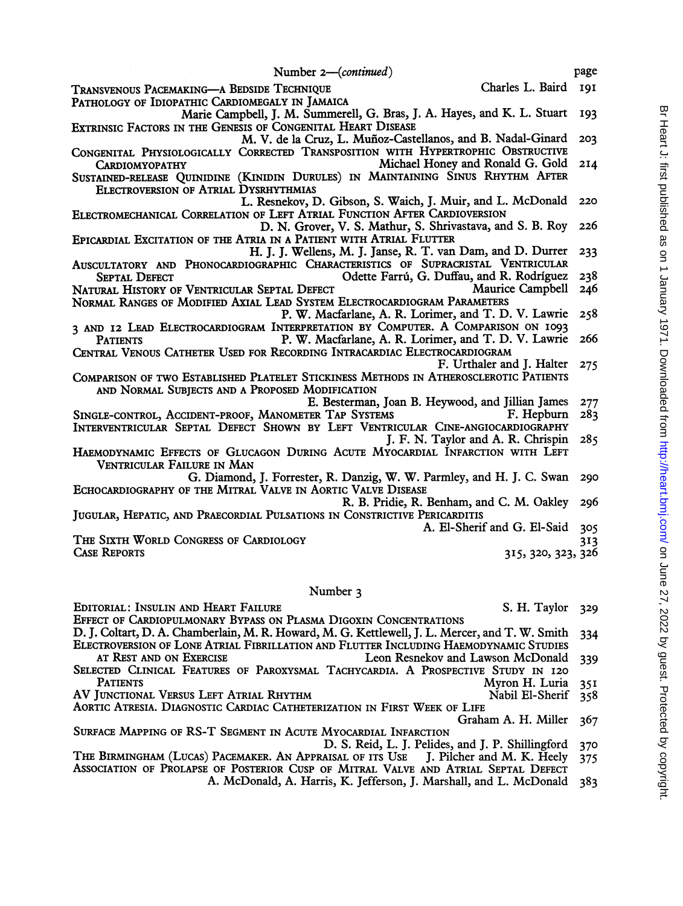## Number 2—(*continued*)

| | page |
|---|---|
| Transvenous Pacemaking—a Bedside Technique — Charles L. Baird | 191 |
| Pathology of Idiopathic Cardiomegaly in Jamaica — Marie Campbell, J. M. Summerell, G. Bras, J. A. Hayes, and K. L. Stuart | 193 |
| Extrinsic Factors in the Genesis of Congenital Heart Disease — M. V. de la Cruz, L. Muñoz-Castellanos, and B. Nadal-Ginard | 203 |
| Congenital Physiologically Corrected Transposition with Hypertrophic Obstructive Cardiomyopathy — Michael Honey and Ronald G. Gold | 214 |
| Sustained-release Quinidine (Kinidin Durules) in Maintaining Sinus Rhythm After Electroversion of Atrial Dysrhythmias — L. Resnekov, D. Gibson, S. Waich, J. Muir, and L. McDonald | 220 |
| Electromechanical Correlation of Left Atrial Function After Cardioversion — D. N. Grover, V. S. Mathur, S. Shrivastava, and S. B. Roy | 226 |
| Epicardial Excitation of the Atria in a Patient with Atrial Flutter — H. J. J. Wellens, M. J. Janse, R. T. van Dam, and D. Durrer | 233 |
| Auscultatory and Phonocardiographic Characteristics of Supracristal Ventricular Septal Defect — Odette Farrú, G. Duffau, and R. Rodríguez | 238 |
| Natural History of Ventricular Septal Defect — Maurice Campbell | 246 |
| Normal Ranges of Modified Axial Lead System Electrocardiogram Parameters — P. W. Macfarlane, A. R. Lorimer, and T. D. V. Lawrie | 258 |
| 3 and 12 Lead Electrocardiogram Interpretation by Computer. A Comparison on 1093 Patients — P. W. Macfarlane, A. R. Lorimer, and T. D. V. Lawrie | 266 |
| Central Venous Catheter Used for Recording Intracardiac Electrocardiogram — F. Urthaler and J. Halter | 275 |
| Comparison of two Established Platelet Stickiness Methods in Atherosclerotic Patients and Normal Subjects and a Proposed Modification — E. Besterman, Joan B. Heywood, and Jillian James | 277 |
| Single-control, Accident-proof, Manometer Tap Systems — F. Hepburn | 283 |
| Interventricular Septal Defect Shown by Left Ventricular Cine-angiocardiography — J. F. N. Taylor and A. R. Chrispin | 285 |
| Haemodynamic Effects of Glucagon During Acute Myocardial Infarction with Left Ventricular Failure in Man — G. Diamond, J. Forrester, R. Danzig, W. W. Parmley, and H. J. C. Swan | 290 |
| Echocardiography of the Mitral Valve in Aortic Valve Disease — R. B. Pridie, R. Benham, and C. M. Oakley | 296 |
| Jugular, Hepatic, and Praecordial Pulsations in Constrictive Pericarditis — A. El-Sherif and G. El-Said | 305 |
| The Sixth World Congress of Cardiology | 313 |
| Case Reports | 315, 320, 323, 326 |

## Number 3

| | |
|---|---|
| Editorial: Insulin and Heart Failure — S. H. Taylor | 329 |
| Effect of Cardiopulmonary Bypass on Plasma Digoxin Concentrations — D. J. Coltart, D. A. Chamberlain, M. R. Howard, M. G. Kettlewell, J. L. Mercer, and T. W. Smith | 334 |
| Electroversion of Lone Atrial Fibrillation and Flutter Including Haemodynamic Studies at Rest and on Exercise — Leon Resnekov and Lawson McDonald | 339 |
| Selected Clinical Features of Paroxysmal Tachycardia. A Prospective Study in 120 Patients — Myron H. Luria | 351 |
| AV Junctional Versus Left Atrial Rhythm — Nabil El-Sherif | 358 |
| Aortic Atresia. Diagnostic Cardiac Catheterization in First Week of Life — Graham A. H. Miller | 367 |
| Surface Mapping of RS-T Segment in Acute Myocardial Infarction — D. S. Reid, L. J. Pelides, and J. P. Shillingford | 370 |
| The Birmingham (Lucas) Pacemaker. An Appraisal of its Use — J. Pilcher and M. K. Heely | 375 |
| Association of Prolapse of Posterior Cusp of Mitral Valve and Atrial Septal Defect — A. McDonald, A. Harris, K. Jefferson, J. Marshall, and L. McDonald | 383 |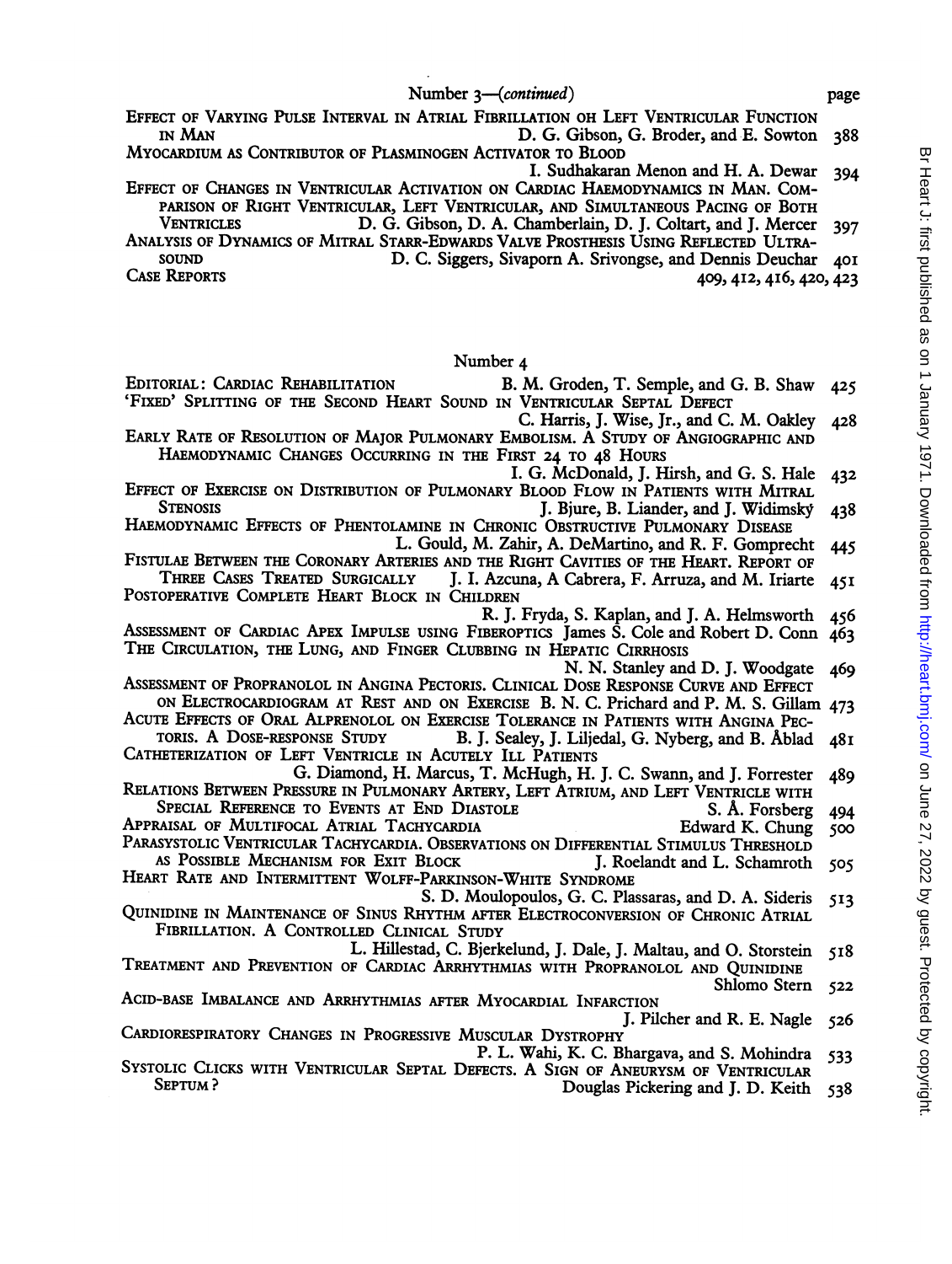## Number 3—*(continued)*

| | page |
|---|---|
| EFFECT OF VARYING PULSE INTERVAL IN ATRIAL FIBRILLATION OH LEFT VENTRICULAR FUNCTION IN MAN — D. G. Gibson, G. Broder, and E. Sowton | 388 |
| MYOCARDIUM AS CONTRIBUTOR OF PLASMINOGEN ACTIVATOR TO BLOOD — I. Sudhakaran Menon and H. A. Dewar | 394 |
| EFFECT OF CHANGES IN VENTRICULAR ACTIVATION ON CARDIAC HAEMODYNAMICS IN MAN. COMPARISON OF RIGHT VENTRICULAR, LEFT VENTRICULAR, AND SIMULTANEOUS PACING OF BOTH VENTRICLES — D. G. Gibson, D. A. Chamberlain, D. J. Coltart, and J. Mercer | 397 |
| ANALYSIS OF DYNAMICS OF MITRAL STARR-EDWARDS VALVE PROSTHESIS USING REFLECTED ULTRASOUND — D. C. Siggers, Sivaporn A. Srivongse, and Dennis Deuchar | 401 |
| CASE REPORTS | 409, 412, 416, 420, 423 |

## Number 4

| | |
|---|---|
| EDITORIAL: CARDIAC REHABILITATION — B. M. Groden, T. Semple, and G. B. Shaw | 425 |
| 'FIXED' SPLITTING OF THE SECOND HEART SOUND IN VENTRICULAR SEPTAL DEFECT — C. Harris, J. Wise, Jr., and C. M. Oakley | 428 |
| EARLY RATE OF RESOLUTION OF MAJOR PULMONARY EMBOLISM. A STUDY OF ANGIOGRAPHIC AND HAEMODYNAMIC CHANGES OCCURRING IN THE FIRST 24 TO 48 HOURS — I. G. McDonald, J. Hirsh, and G. S. Hale | 432 |
| EFFECT OF EXERCISE ON DISTRIBUTION OF PULMONARY BLOOD FLOW IN PATIENTS WITH MITRAL STENOSIS — J. Bjure, B. Liander, and J. Widimský | 438 |
| HAEMODYNAMIC EFFECTS OF PHENTOLAMINE IN CHRONIC OBSTRUCTIVE PULMONARY DISEASE — L. Gould, M. Zahir, A. DeMartino, and R. F. Gomprecht | 445 |
| FISTULAE BETWEEN THE CORONARY ARTERIES AND THE RIGHT CAVITIES OF THE HEART. REPORT OF THREE CASES TREATED SURGICALLY — J. I. Azcuna, A Cabrera, F. Arruza, and M. Iriarte | 451 |
| POSTOPERATIVE COMPLETE HEART BLOCK IN CHILDREN — R. J. Fryda, S. Kaplan, and J. A. Helmsworth | 456 |
| ASSESSMENT OF CARDIAC APEX IMPULSE USING FIBEROPTICS — James S. Cole and Robert D. Conn | 463 |
| THE CIRCULATION, THE LUNG, AND FINGER CLUBBING IN HEPATIC CIRRHOSIS — N. N. Stanley and D. J. Woodgate | 469 |
| ASSESSMENT OF PROPRANOLOL IN ANGINA PECTORIS. CLINICAL DOSE RESPONSE CURVE AND EFFECT ON ELECTROCARDIOGRAM AT REST AND ON EXERCISE — B. N. C. Prichard and P. M. S. Gillam | 473 |
| ACUTE EFFECTS OF ORAL ALPRENOLOL ON EXERCISE TOLERANCE IN PATIENTS WITH ANGINA PECTORIS. A DOSE-RESPONSE STUDY — B. J. Sealey, J. Liljedal, G. Nyberg, and B. Åblad | 481 |
| CATHETERIZATION OF LEFT VENTRICLE IN ACUTELY ILL PATIENTS — G. Diamond, H. Marcus, T. McHugh, H. J. C. Swann, and J. Forrester | 489 |
| RELATIONS BETWEEN PRESSURE IN PULMONARY ARTERY, LEFT ATRIUM, AND LEFT VENTRICLE WITH SPECIAL REFERENCE TO EVENTS AT END DIASTOLE — S. Å. Forsberg | 494 |
| APPRAISAL OF MULTIFOCAL ATRIAL TACHYCARDIA — Edward K. Chung | 500 |
| PARASYSTOLIC VENTRICULAR TACHYCARDIA. OBSERVATIONS ON DIFFERENTIAL STIMULUS THRESHOLD AS POSSIBLE MECHANISM FOR EXIT BLOCK — J. Roelandt and L. Schamroth | 505 |
| HEART RATE AND INTERMITTENT WOLFF-PARKINSON-WHITE SYNDROME — S. D. Moulopoulos, G. C. Plassaras, and D. A. Sideris | 513 |
| QUINIDINE IN MAINTENANCE OF SINUS RHYTHM AFTER ELECTROCONVERSION OF CHRONIC ATRIAL FIBRILLATION. A CONTROLLED CLINICAL STUDY — L. Hillestad, C. Bjerkelund, J. Dale, J. Maltau, and O. Storstein | 518 |
| TREATMENT AND PREVENTION OF CARDIAC ARRHYTHMIAS WITH PROPRANOLOL AND QUINIDINE — Shlomo Stern | 522 |
| ACID-BASE IMBALANCE AND ARRHYTHMIAS AFTER MYOCARDIAL INFARCTION — J. Pilcher and R. E. Nagle | 526 |
| CARDIORESPIRATORY CHANGES IN PROGRESSIVE MUSCULAR DYSTROPHY — P. L. Wahi, K. C. Bhargava, and S. Mohindra | 533 |
| SYSTOLIC CLICKS WITH VENTRICULAR SEPTAL DEFECTS. A SIGN OF ANEURYSM OF VENTRICULAR SEPTUM? — Douglas Pickering and J. D. Keith | 538 |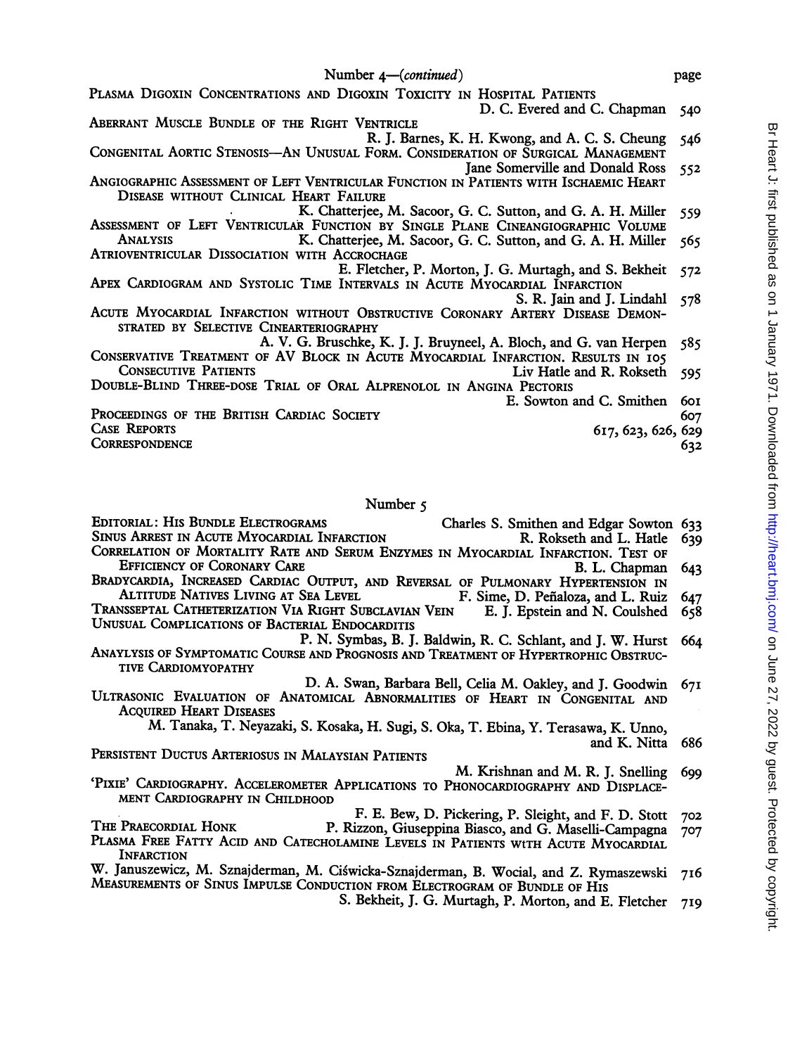Number 4—*(continued)* page

PLASMA DIGOXIN CONCENTRATIONS AND DIGOXIN TOXICITY IN HOSPITAL PATIENTS
D. C. Evered and C. Chapman 540

ABERRANT MUSCLE BUNDLE OF THE RIGHT VENTRICLE
R. J. Barnes, K. H. Kwong, and A. C. S. Cheung 546

CONGENITAL AORTIC STENOSIS—AN UNUSUAL FORM. CONSIDERATION OF SURGICAL MANAGEMENT
Jane Somerville and Donald Ross 552

ANGIOGRAPHIC ASSESSMENT OF LEFT VENTRICULAR FUNCTION IN PATIENTS WITH ISCHAEMIC HEART DISEASE WITHOUT CLINICAL HEART FAILURE
K. Chatterjee, M. Sacoor, G. C. Sutton, and G. A. H. Miller 559

ASSESSMENT OF LEFT VENTRICULAR FUNCTION BY SINGLE PLANE CINEANGIOGRAPHIC VOLUME ANALYSIS
K. Chatterjee, M. Sacoor, G. C. Sutton, and G. A. H. Miller 565

ATRIOVENTRICULAR DISSOCIATION WITH ACCROCHAGE
E. Fletcher, P. Morton, J. G. Murtagh, and S. Bekheit 572

APEX CARDIOGRAM AND SYSTOLIC TIME INTERVALS IN ACUTE MYOCARDIAL INFARCTION
S. R. Jain and J. Lindahl 578

ACUTE MYOCARDIAL INFARCTION WITHOUT OBSTRUCTIVE CORONARY ARTERY DISEASE DEMONSTRATED BY SELECTIVE CINEARTERIOGRAPHY
A. V. G. Bruschke, K. J. J. Bruyneel, A. Bloch, and G. van Herpen 585

CONSERVATIVE TREATMENT OF AV BLOCK IN ACUTE MYOCARDIAL INFARCTION. RESULTS IN 105 CONSECUTIVE PATIENTS
Liv Hatle and R. Rokseth 595

DOUBLE-BLIND THREE-DOSE TRIAL OF ORAL ALPRENOLOL IN ANGINA PECTORIS
E. Sowton and C. Smithen 601

PROCEEDINGS OF THE BRITISH CARDIAC SOCIETY 607

CASE REPORTS 617, 623, 626, 629

CORRESPONDENCE 632

Number 5

EDITORIAL: HIS BUNDLE ELECTROGRAMS
Charles S. Smithen and Edgar Sowton 633

SINUS ARREST IN ACUTE MYOCARDIAL INFARCTION
R. Rokseth and L. Hatle 639

CORRELATION OF MORTALITY RATE AND SERUM ENZYMES IN MYOCARDIAL INFARCTION. TEST OF EFFICIENCY OF CORONARY CARE
B. L. Chapman 643

BRADYCARDIA, INCREASED CARDIAC OUTPUT, AND REVERSAL OF PULMONARY HYPERTENSION IN ALTITUDE NATIVES LIVING AT SEA LEVEL
F. Sime, D. Peñaloza, and L. Ruiz 647

TRANSSEPTAL CATHETERIZATION VIA RIGHT SUBCLAVIAN VEIN
E. J. Epstein and N. Coulshed 658

UNUSUAL COMPLICATIONS OF BACTERIAL ENDOCARDITIS
P. N. Symbas, B. J. Baldwin, R. C. Schlant, and J. W. Hurst 664

ANAYLYSIS OF SYMPTOMATIC COURSE AND PROGNOSIS AND TREATMENT OF HYPERTROPHIC OBSTRUCTIVE CARDIOMYOPATHY
D. A. Swan, Barbara Bell, Celia M. Oakley, and J. Goodwin 671

ULTRASONIC EVALUATION OF ANATOMICAL ABNORMALITIES OF HEART IN CONGENITAL AND ACQUIRED HEART DISEASES
M. Tanaka, T. Neyazaki, S. Kosaka, H. Sugi, S. Oka, T. Ebina, Y. Terasawa, K. Unno, and K. Nitta 686

PERSISTENT DUCTUS ARTERIOSUS IN MALAYSIAN PATIENTS
M. Krishnan and M. R. J. Snelling 699

'PIXIE' CARDIOGRAPHY. ACCELEROMETER APPLICATIONS TO PHONOCARDIOGRAPHY AND DISPLACEMENT CARDIOGRAPHY IN CHILDHOOD
F. E. Bew, D. Pickering, P. Sleight, and F. D. Stott 702

THE PRAECORDIAL HONK
P. Rizzon, Giuseppina Biasco, and G. Maselli-Campagna 707

PLASMA FREE FATTY ACID AND CATECHOLAMINE LEVELS IN PATIENTS WITH ACUTE MYOCARDIAL INFARCTION
W. Januszewicz, M. Sznajderman, M. Ciświcka-Sznajderman, B. Wocial, and Z. Rymaszewski 716

MEASUREMENTS OF SINUS IMPULSE CONDUCTION FROM ELECTROGRAM OF BUNDLE OF HIS
S. Bekheit, J. G. Murtagh, P. Morton, and E. Fletcher 719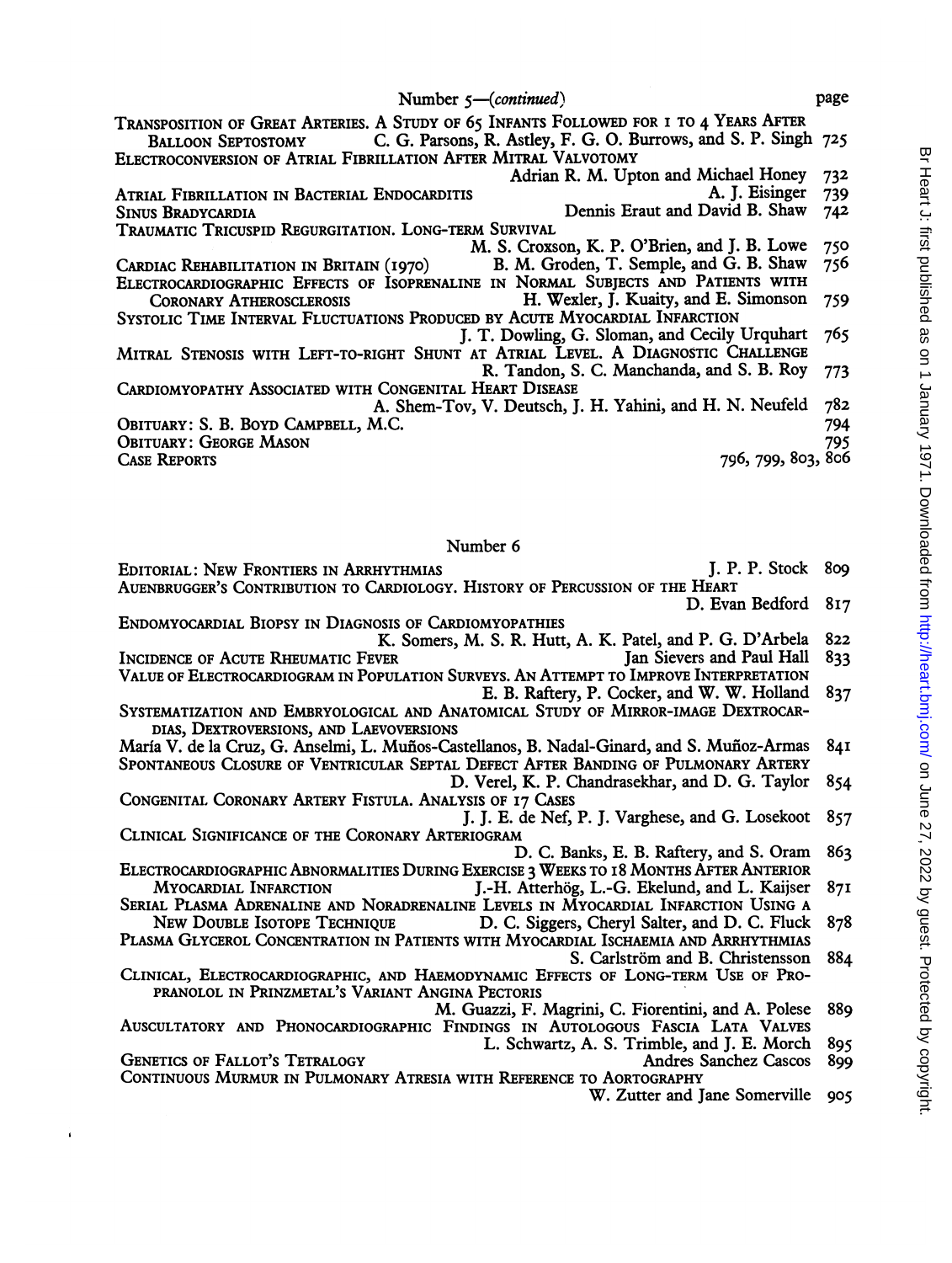## Number 5—(*continued*)

| | page |
|---|---|
| Transposition of Great Arteries. A Study of 65 Infants Followed for 1 to 4 Years After Balloon Septostomy — C. G. Parsons, R. Astley, F. G. O. Burrows, and S. P. Singh | 725 |
| Electroconversion of Atrial Fibrillation After Mitral Valvotomy — Adrian R. M. Upton and Michael Honey | 732 |
| Atrial Fibrillation in Bacterial Endocarditis — A. J. Eisinger | 739 |
| Sinus Bradycardia — Dennis Eraut and David B. Shaw | 742 |
| Traumatic Tricuspid Regurgitation. Long-term Survival — M. S. Croxson, K. P. O'Brien, and J. B. Lowe | 750 |
| Cardiac Rehabilitation in Britain (1970) — B. M. Groden, T. Semple, and G. B. Shaw | 756 |
| Electrocardiographic Effects of Isoprenaline in Normal Subjects and Patients with Coronary Atherosclerosis — H. Wexler, J. Kuaity, and E. Simonson | 759 |
| Systolic Time Interval Fluctuations Produced by Acute Myocardial Infarction — J. T. Dowling, G. Sloman, and Cecily Urquhart | 765 |
| Mitral Stenosis with Left-to-right Shunt at Atrial Level. A Diagnostic Challenge — R. Tandon, S. C. Manchanda, and S. B. Roy | 773 |
| Cardiomyopathy Associated with Congenital Heart Disease — A. Shem-Tov, V. Deutsch, J. H. Yahini, and H. N. Neufeld | 782 |
| Obituary: S. B. Boyd Campbell, M.C. | 794 |
| Obituary: George Mason | 795 |
| Case Reports | 796, 799, 803, 806 |

## Number 6

| | page |
|---|---|
| Editorial: New Frontiers in Arrhythmias — J. P. P. Stock | 809 |
| Auenbrugger's Contribution to Cardiology. History of Percussion of the Heart — D. Evan Bedford | 817 |
| Endomyocardial Biopsy in Diagnosis of Cardiomyopathies — K. Somers, M. S. R. Hutt, A. K. Patel, and P. G. D'Arbela | 822 |
| Incidence of Acute Rheumatic Fever — Jan Sievers and Paul Hall | 833 |
| Value of Electrocardiogram in Population Surveys. An Attempt to Improve Interpretation — E. B. Raftery, P. Cocker, and W. W. Holland | 837 |
| Systematization and Embryological and Anatomical Study of Mirror-image Dextrocardias, Dextroversions, and Laevoversions — María V. de la Cruz, G. Anselmi, L. Muños-Castellanos, B. Nadal-Ginard, and S. Muñoz-Armas | 841 |
| Spontaneous Closure of Ventricular Septal Defect After Banding of Pulmonary Artery — D. Verel, K. P. Chandrasekhar, and D. G. Taylor | 854 |
| Congenital Coronary Artery Fistula. Analysis of 17 Cases — J. J. E. de Nef, P. J. Varghese, and G. Losekoot | 857 |
| Clinical Significance of the Coronary Arteriogram — D. C. Banks, E. B. Raftery, and S. Oram | 863 |
| Electrocardiographic Abnormalities During Exercise 3 Weeks to 18 Months After Anterior Myocardial Infarction — J.-H. Atterhög, L.-G. Ekelund, and L. Kaijser | 871 |
| Serial Plasma Adrenaline and Noradrenaline Levels in Myocardial Infarction Using a New Double Isotope Technique — D. C. Siggers, Cheryl Salter, and D. C. Fluck | 878 |
| Plasma Glycerol Concentration in Patients with Myocardial Ischaemia and Arrhythmias — S. Carlström and B. Christensson | 884 |
| Clinical, Electrocardiographic, and Haemodynamic Effects of Long-term Use of Propranolol in Prinzmetal's Variant Angina Pectoris — M. Guazzi, F. Magrini, C. Fiorentini, and A. Polese | 889 |
| Auscultatory and Phonocardiographic Findings in Autologous Fascia Lata Valves — L. Schwartz, A. S. Trimble, and J. E. Morch | 895 |
| Genetics of Fallot's Tetralogy — Andres Sanchez Cascos | 899 |
| Continuous Murmur in Pulmonary Atresia with Reference to Aortography — W. Zutter and Jane Somerville | 905 |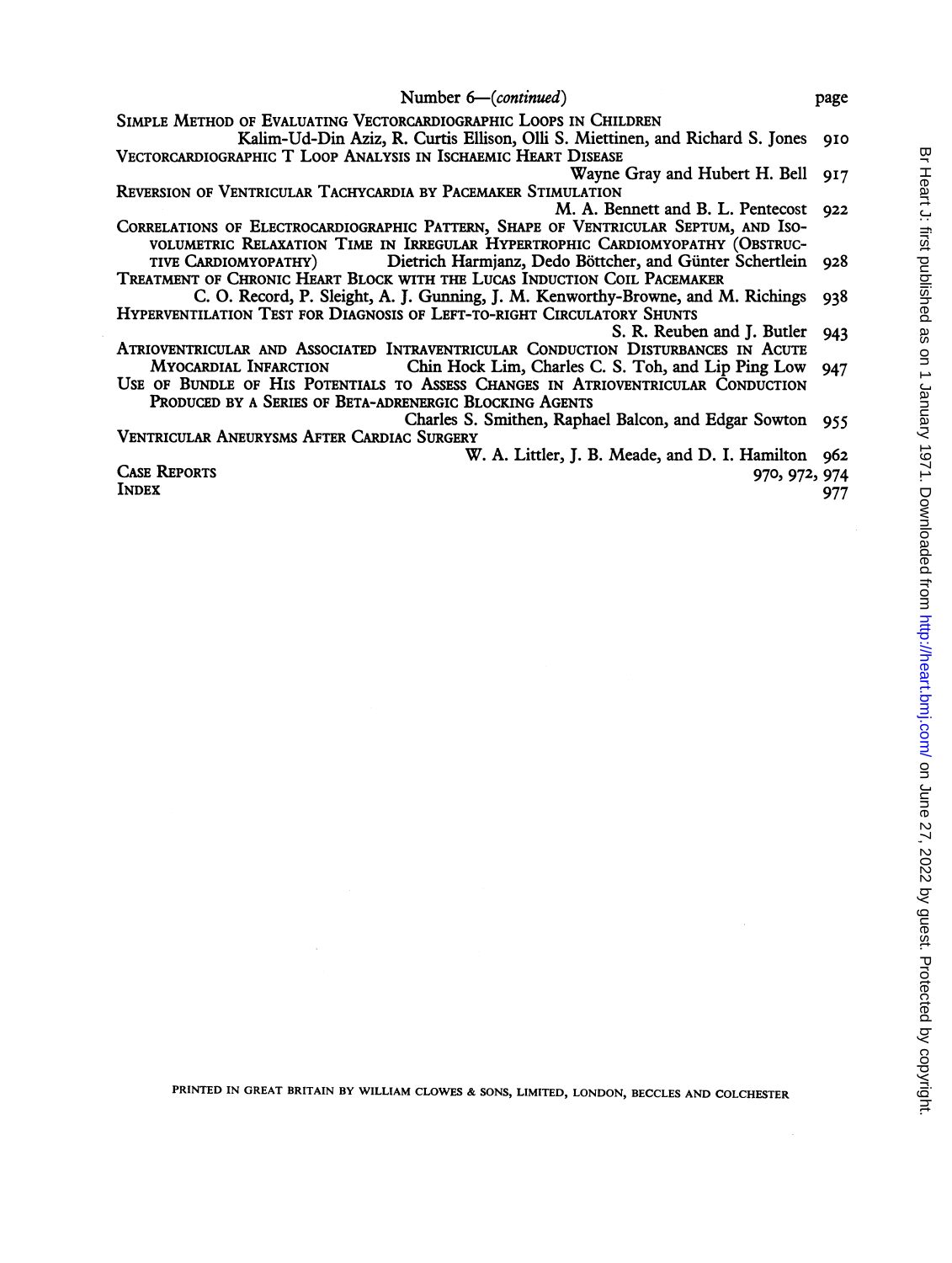Number 6—(*continued*) page

| | |
|---|---|
| SIMPLE METHOD OF EVALUATING VECTORCARDIOGRAPHIC LOOPS IN CHILDREN<br>Kalim-Ud-Din Aziz, R. Curtis Ellison, Olli S. Miettinen, and Richard S. Jones | 910 |
| VECTORCARDIOGRAPHIC T LOOP ANALYSIS IN ISCHAEMIC HEART DISEASE<br>Wayne Gray and Hubert H. Bell | 917 |
| REVERSION OF VENTRICULAR TACHYCARDIA BY PACEMAKER STIMULATION<br>M. A. Bennett and B. L. Pentecost | 922 |
| CORRELATIONS OF ELECTROCARDIOGRAPHIC PATTERN, SHAPE OF VENTRICULAR SEPTUM, AND ISOVOLUMETRIC RELAXATION TIME IN IRREGULAR HYPERTROPHIC CARDIOMYOPATHY (OBSTRUCTIVE CARDIOMYOPATHY) Dietrich Harmjanz, Dedo Böttcher, and Günter Schertlein | 928 |
| TREATMENT OF CHRONIC HEART BLOCK WITH THE LUCAS INDUCTION COIL PACEMAKER<br>C. O. Record, P. Sleight, A. J. Gunning, J. M. Kenworthy-Browne, and M. Richings | 938 |
| HYPERVENTILATION TEST FOR DIAGNOSIS OF LEFT-TO-RIGHT CIRCULATORY SHUNTS<br>S. R. Reuben and J. Butler | 943 |
| ATRIOVENTRICULAR AND ASSOCIATED INTRAVENTRICULAR CONDUCTION DISTURBANCES IN ACUTE MYOCARDIAL INFARCTION Chin Hock Lim, Charles C. S. Toh, and Lip Ping Low | 947 |
| USE OF BUNDLE OF HIS POTENTIALS TO ASSESS CHANGES IN ATRIOVENTRICULAR CONDUCTION PRODUCED BY A SERIES OF BETA-ADRENERGIC BLOCKING AGENTS<br>Charles S. Smithen, Raphael Balcon, and Edgar Sowton | 955 |
| VENTRICULAR ANEURYSMS AFTER CARDIAC SURGERY<br>W. A. Littler, J. B. Meade, and D. I. Hamilton | 962 |
| CASE REPORTS | 970, 972, 974 |
| INDEX | 977 |

PRINTED IN GREAT BRITAIN BY WILLIAM CLOWES & SONS, LIMITED, LONDON, BECCLES AND COLCHESTER